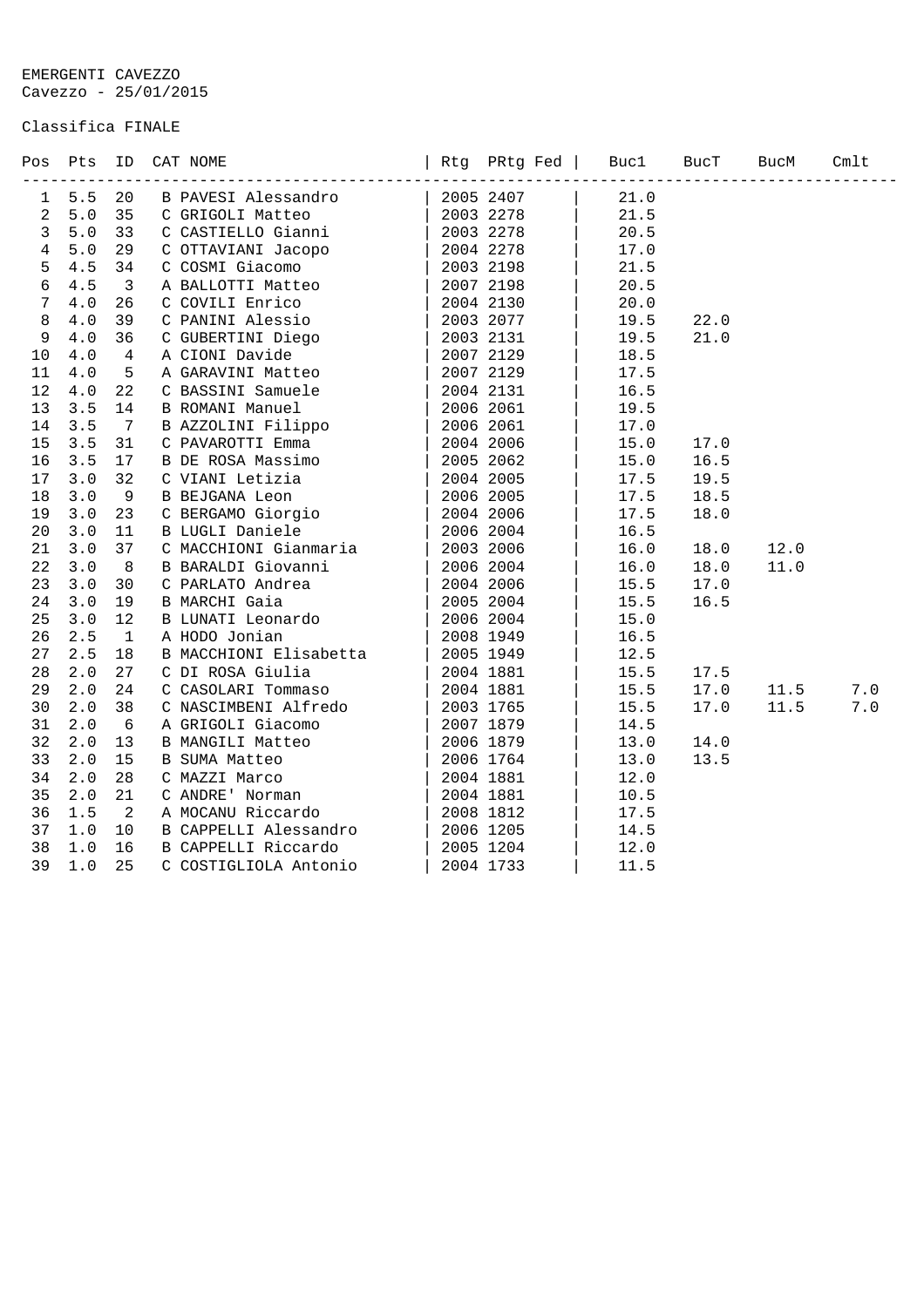EMERGENTI CAVEZZO
Cavezzo - 25/01/2015

Classifica FINALE

| Pos | Pts | ID | CAT | NOME | Rtg | PRtg | Fed | Buc1 | BucT | BucM | Cmlt |
|---|---|---|---|---|---|---|---|---|---|---|---|
| 1 | 5.5 | 20 | B | PAVESI Alessandro | 2005 | 2407 | | 21.0 | | | |
| 2 | 5.0 | 35 | C | GRIGOLI Matteo | 2003 | 2278 | | 21.5 | | | |
| 3 | 5.0 | 33 | C | CASTIELLO Gianni | 2003 | 2278 | | 20.5 | | | |
| 4 | 5.0 | 29 | C | OTTAVIANI Jacopo | 2004 | 2278 | | 17.0 | | | |
| 5 | 4.5 | 34 | C | COSMI Giacomo | 2003 | 2198 | | 21.5 | | | |
| 6 | 4.5 | 3 | A | BALLOTTI Matteo | 2007 | 2198 | | 20.5 | | | |
| 7 | 4.0 | 26 | C | COVILI Enrico | 2004 | 2130 | | 20.0 | | | |
| 8 | 4.0 | 39 | C | PANINI Alessio | 2003 | 2077 | | 19.5 | 22.0 | | |
| 9 | 4.0 | 36 | C | GUBERTINI Diego | 2003 | 2131 | | 19.5 | 21.0 | | |
| 10 | 4.0 | 4 | A | CIONI Davide | 2007 | 2129 | | 18.5 | | | |
| 11 | 4.0 | 5 | A | GARAVINI Matteo | 2007 | 2129 | | 17.5 | | | |
| 12 | 4.0 | 22 | C | BASSINI Samuele | 2004 | 2131 | | 16.5 | | | |
| 13 | 3.5 | 14 | B | ROMANI Manuel | 2006 | 2061 | | 19.5 | | | |
| 14 | 3.5 | 7 | B | AZZOLINI Filippo | 2006 | 2061 | | 17.0 | | | |
| 15 | 3.5 | 31 | C | PAVAROTTI Emma | 2004 | 2006 | | 15.0 | 17.0 | | |
| 16 | 3.5 | 17 | B | DE ROSA Massimo | 2005 | 2062 | | 15.0 | 16.5 | | |
| 17 | 3.0 | 32 | C | VIANI Letizia | 2004 | 2005 | | 17.5 | 19.5 | | |
| 18 | 3.0 | 9 | B | BEJGANA Leon | 2006 | 2005 | | 17.5 | 18.5 | | |
| 19 | 3.0 | 23 | C | BERGAMO Giorgio | 2004 | 2006 | | 17.5 | 18.0 | | |
| 20 | 3.0 | 11 | B | LUGLI Daniele | 2006 | 2004 | | 16.5 | | | |
| 21 | 3.0 | 37 | C | MACCHIONI Gianmaria | 2003 | 2006 | | 16.0 | 18.0 | 12.0 | |
| 22 | 3.0 | 8 | B | BARALDI Giovanni | 2006 | 2004 | | 16.0 | 18.0 | 11.0 | |
| 23 | 3.0 | 30 | C | PARLATO Andrea | 2004 | 2006 | | 15.5 | 17.0 | | |
| 24 | 3.0 | 19 | B | MARCHI Gaia | 2005 | 2004 | | 15.5 | 16.5 | | |
| 25 | 3.0 | 12 | B | LUNATI Leonardo | 2006 | 2004 | | 15.0 | | | |
| 26 | 2.5 | 1 | A | HODO Jonian | 2008 | 1949 | | 16.5 | | | |
| 27 | 2.5 | 18 | B | MACCHIONI Elisabetta | 2005 | 1949 | | 12.5 | | | |
| 28 | 2.0 | 27 | C | DI ROSA Giulia | 2004 | 1881 | | 15.5 | 17.5 | | |
| 29 | 2.0 | 24 | C | CASOLARI Tommaso | 2004 | 1881 | | 15.5 | 17.0 | 11.5 | 7.0 |
| 30 | 2.0 | 38 | C | NASCIMBENI Alfredo | 2003 | 1765 | | 15.5 | 17.0 | 11.5 | 7.0 |
| 31 | 2.0 | 6 | A | GRIGOLI Giacomo | 2007 | 1879 | | 14.5 | | | |
| 32 | 2.0 | 13 | B | MANGILI Matteo | 2006 | 1879 | | 13.0 | 14.0 | | |
| 33 | 2.0 | 15 | B | SUMA Matteo | 2006 | 1764 | | 13.0 | 13.5 | | |
| 34 | 2.0 | 28 | C | MAZZI Marco | 2004 | 1881 | | 12.0 | | | |
| 35 | 2.0 | 21 | C | ANDRE' Norman | 2004 | 1881 | | 10.5 | | | |
| 36 | 1.5 | 2 | A | MOCANU Riccardo | 2008 | 1812 | | 17.5 | | | |
| 37 | 1.0 | 10 | B | CAPPELLI Alessandro | 2006 | 1205 | | 14.5 | | | |
| 38 | 1.0 | 16 | B | CAPPELLI Riccardo | 2005 | 1204 | | 12.0 | | | |
| 39 | 1.0 | 25 | C | COSTIGLIOLA Antonio | 2004 | 1733 | | 11.5 | | | |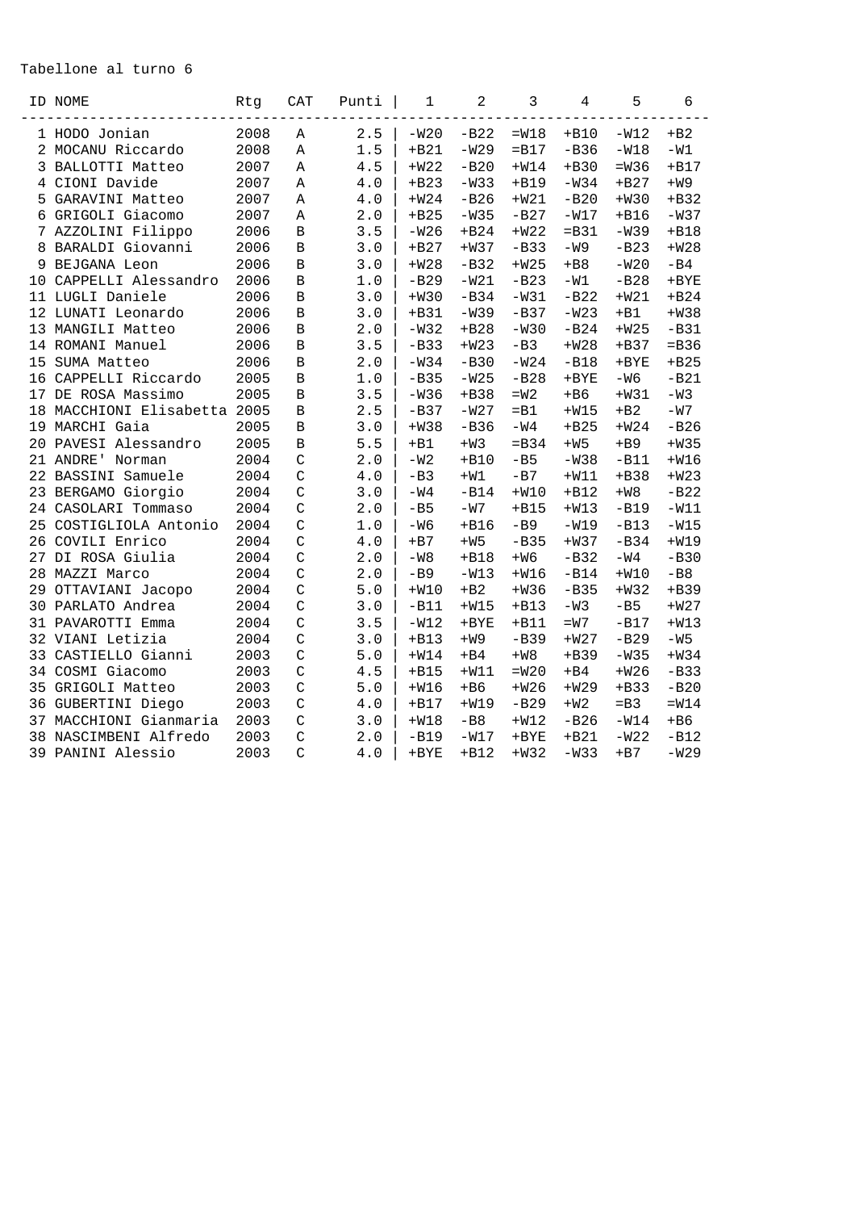Tabellone al turno 6

| ID | NOME | Rtg | CAT | Punti | 1 | 2 | 3 | 4 | 5 | 6 |
|---|---|---|---|---|---|---|---|---|---|---|
| 1 | HODO Jonian | 2008 | A | 2.5 | -W20 | -B22 | =W18 | +B10 | -W12 | +B2 |
| 2 | MOCANU Riccardo | 2008 | A | 1.5 | +B21 | -W29 | =B17 | -B36 | -W18 | -W1 |
| 3 | BALLOTTI Matteo | 2007 | A | 4.5 | +W22 | -B20 | +W14 | +B30 | =W36 | +B17 |
| 4 | CIONI Davide | 2007 | A | 4.0 | +B23 | -W33 | +B19 | -W34 | +B27 | +W9 |
| 5 | GARAVINI Matteo | 2007 | A | 4.0 | +W24 | -B26 | +W21 | -B20 | +W30 | +B32 |
| 6 | GRIGOLI Giacomo | 2007 | A | 2.0 | +B25 | -W35 | -B27 | -W17 | +B16 | -W37 |
| 7 | AZZOLINI Filippo | 2006 | B | 3.5 | -W26 | +B24 | +W22 | =B31 | -W39 | +B18 |
| 8 | BARALDI Giovanni | 2006 | B | 3.0 | +B27 | +W37 | -B33 | -W9 | -B23 | +W28 |
| 9 | BEJGANA Leon | 2006 | B | 3.0 | +W28 | -B32 | +W25 | +B8 | -W20 | -B4 |
| 10 | CAPPELLI Alessandro | 2006 | B | 1.0 | -B29 | -W21 | -B23 | -W1 | -B28 | +BYE |
| 11 | LUGLI Daniele | 2006 | B | 3.0 | +W30 | -B34 | -W31 | -B22 | +W21 | +B24 |
| 12 | LUNATI Leonardo | 2006 | B | 3.0 | +B31 | -W39 | -B37 | -W23 | +B1 | +W38 |
| 13 | MANGILI Matteo | 2006 | B | 2.0 | -W32 | +B28 | -W30 | -B24 | +W25 | -B31 |
| 14 | ROMANI Manuel | 2006 | B | 3.5 | -B33 | +W23 | -B3 | +W28 | +B37 | =B36 |
| 15 | SUMA Matteo | 2006 | B | 2.0 | -W34 | -B30 | -W24 | -B18 | +BYE | +B25 |
| 16 | CAPPELLI Riccardo | 2005 | B | 1.0 | -B35 | -W25 | -B28 | +BYE | -W6 | -B21 |
| 17 | DE ROSA Massimo | 2005 | B | 3.5 | -W36 | +B38 | =W2 | +B6 | +W31 | -W3 |
| 18 | MACCHIONI Elisabetta | 2005 | B | 2.5 | -B37 | -W27 | =B1 | +W15 | +B2 | -W7 |
| 19 | MARCHI Gaia | 2005 | B | 3.0 | +W38 | -B36 | -W4 | +B25 | +W24 | -B26 |
| 20 | PAVESI Alessandro | 2005 | B | 5.5 | +B1 | +W3 | =B34 | +W5 | +B9 | +W35 |
| 21 | ANDRE' Norman | 2004 | C | 2.0 | -W2 | +B10 | -B5 | -W38 | -B11 | +W16 |
| 22 | BASSINI Samuele | 2004 | C | 4.0 | -B3 | +W1 | -B7 | +W11 | +B38 | +W23 |
| 23 | BERGAMO Giorgio | 2004 | C | 3.0 | -W4 | -B14 | +W10 | +B12 | +W8 | -B22 |
| 24 | CASOLARI Tommaso | 2004 | C | 2.0 | -B5 | -W7 | +B15 | +W13 | -B19 | -W11 |
| 25 | COSTIGLIOLA Antonio | 2004 | C | 1.0 | -W6 | +B16 | -B9 | -W19 | -B13 | -W15 |
| 26 | COVILI Enrico | 2004 | C | 4.0 | +B7 | +W5 | -B35 | +W37 | -B34 | +W19 |
| 27 | DI ROSA Giulia | 2004 | C | 2.0 | -W8 | +B18 | +W6 | -B32 | -W4 | -B30 |
| 28 | MAZZI Marco | 2004 | C | 2.0 | -B9 | -W13 | +W16 | -B14 | +W10 | -B8 |
| 29 | OTTAVIANI Jacopo | 2004 | C | 5.0 | +W10 | +B2 | +W36 | -B35 | +W32 | +B39 |
| 30 | PARLATO Andrea | 2004 | C | 3.0 | -B11 | +W15 | +B13 | -W3 | -B5 | +W27 |
| 31 | PAVAROTTI Emma | 2004 | C | 3.5 | -W12 | +BYE | +B11 | =W7 | -B17 | +W13 |
| 32 | VIANI Letizia | 2004 | C | 3.0 | +B13 | +W9 | -B39 | +W27 | -B29 | -W5 |
| 33 | CASTIELLO Gianni | 2003 | C | 5.0 | +W14 | +B4 | +W8 | +B39 | -W35 | +W34 |
| 34 | COSMI Giacomo | 2003 | C | 4.5 | +B15 | +W11 | =W20 | +B4 | +W26 | -B33 |
| 35 | GRIGOLI Matteo | 2003 | C | 5.0 | +W16 | +B6 | +W26 | +W29 | +B33 | -B20 |
| 36 | GUBERTINI Diego | 2003 | C | 4.0 | +B17 | +W19 | -B29 | +W2 | =B3 | =W14 |
| 37 | MACCHIONI Gianmaria | 2003 | C | 3.0 | +W18 | -B8 | +W12 | -B26 | -W14 | +B6 |
| 38 | NASCIMBENI Alfredo | 2003 | C | 2.0 | -B19 | -W17 | +BYE | +B21 | -W22 | -B12 |
| 39 | PANINI Alessio | 2003 | C | 4.0 | +BYE | +B12 | +W32 | -W33 | +B7 | -W29 |